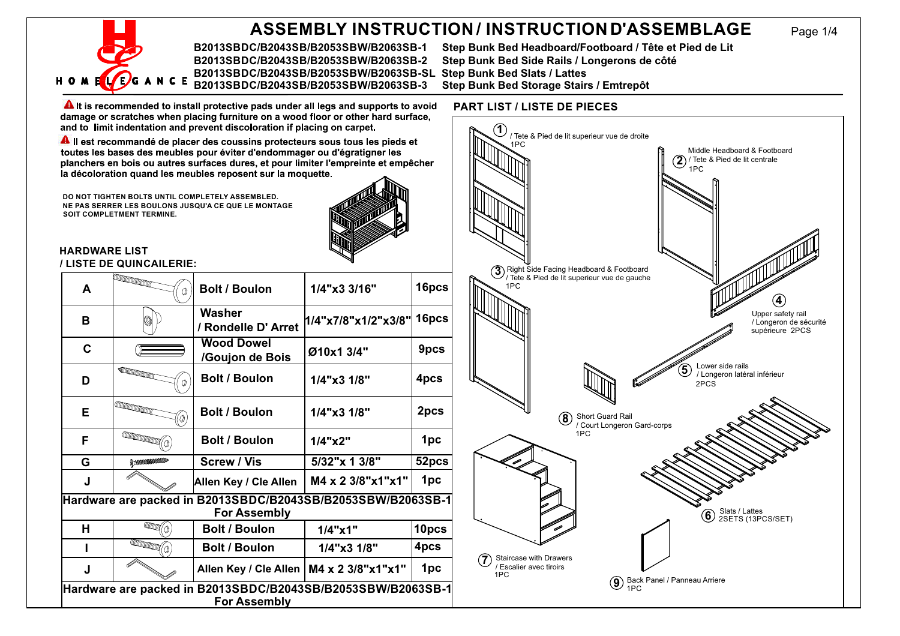# ASSEMBLY INSTRUCTION / INSTRUCTION D'ASSEMBLAGE

HOME ELEGANCE

**B2013SBDC/B2043SB/B2053SBW/B2063SB-1** Step Bunk Bed Headboard/Footboard / Tête et Pied de Lit
**B2013SBDC/B2043SB/B2053SBW/B2063SB-2** Step Bunk Bed Side Rails / Longerons de côté
**B2013SBDC/B2043SB/B2053SBW/B2063SB-SL** Step Bunk Bed Slats / Lattes
**B2013SBDC/B2043SB/B2053SBW/B2063SB-3** Step Bunk Bed Storage Stairs / Emtrepôt

⚠ **It is recommended to install protective pads under all legs and supports to avoid damage or scratches when placing furniture on a wood floor or other hard surface, and to limit indentation and prevent discoloration if placing on carpet.**

⚠ **Il est recommandé de placer des coussins protecteurs sous tous les pieds et toutes les bases des meubles pour éviter d'endommager ou d'égratigner les planchers en bois ou autres surfaces dures, et pour limiter l'empreinte et empêcher la décoloration quand les meubles reposent sur la moquette.**

**DO NOT TIGHTEN BOLTS UNTIL COMPLETELY ASSEMBLED.**
**NE PAS SERRER LES BOULONS JUSQU'A CE QUE LE MONTAGE SOIT COMPLETMENT TERMINE.**

## HARDWARE LIST / LISTE DE QUINCAILERIE:

| | | | | |
|---|---|---|---|---|
| A | | Bolt / Boulon | 1/4"x3 3/16" | 16pcs |
| B | | Washer / Rondelle D' Arret | 1/4"x7/8"x1/2"x3/8" | 16pcs |
| C | | Wood Dowel /Goujon de Bois | Ø10x1 3/4" | 9pcs |
| D | | Bolt / Boulon | 1/4"x3 1/8" | 4pcs |
| E | | Bolt / Boulon | 1/4"x3 1/8" | 2pcs |
| F | | Bolt / Boulon | 1/4"x2" | 1pc |
| G | | Screw / Vis | 5/32"x 1 3/8" | 52pcs |
| J | | Allen Key / Cle Allen | M4 x 2 3/8"x1"x1" | 1pc |
| Hardware are packed in B2013SBDC/B2043SB/B2053SBW/B2063SB-1 For Assembly | | | | |
| H | | Bolt / Boulon | 1/4"x1" | 10pcs |
| I | | Bolt / Boulon | 1/4"x3 1/8" | 4pcs |
| J | | Allen Key / Cle Allen | M4 x 2 3/8"x1"x1" | 1pc |
| Hardware are packed in B2013SBDC/B2043SB/B2053SBW/B2063SB-1 For Assembly | | | | |

## PART LIST / LISTE DE PIECES

1. / Tete & Pied de lit superieur vue de droite — 1PC
2. Middle Headboard & Footboard / Tete & Pied de lit centrale — 1PC
3. Right Side Facing Headboard & Footboard / Tete & Pied de lit superieur vue de gauche — 1PC
4. Upper safety rail / Longeron de sécurité supérieure — 2PCS
5. Lower side rails / Longeron latéral inférieur — 2PCS
6. Slats / Lattes — 2SETS (13PCS/SET)
7. Staircase with Drawers / Escalier avec tiroirs — 1PC
8. Short Guard Rail / Court Longeron Gard-corps — 1PC
9. Back Panel / Panneau Arriere — 1PC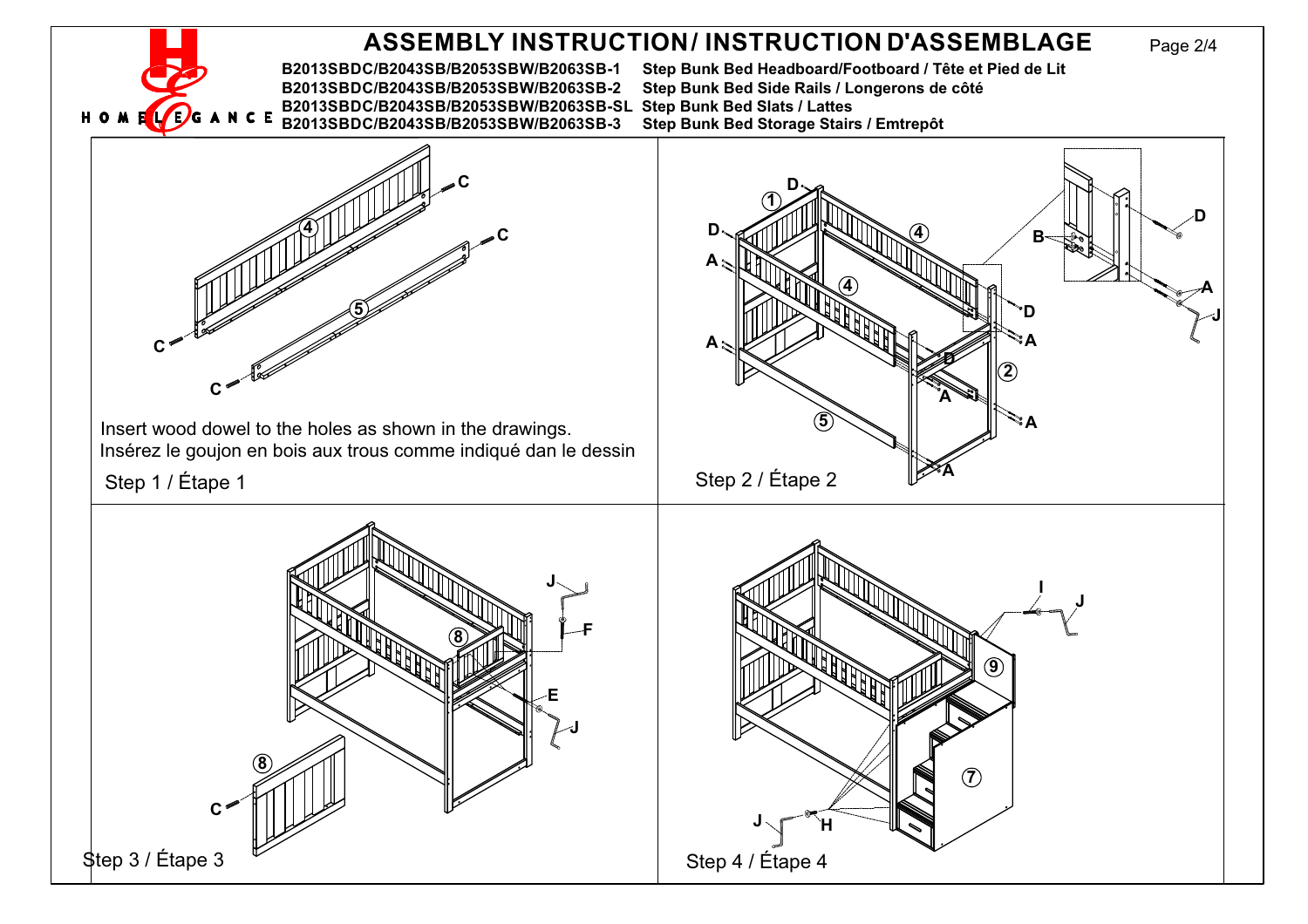# ASSEMBLY INSTRUCTION/ INSTRUCTION D'ASSEMBLAGE

HOME ELEGANCE

| | |
|---|---|
| **B2013SBDC/B2043SB/B2053SBW/B2063SB-1** | **Step Bunk Bed Headboard/Footboard / Tête et Pied de Lit** |
| **B2013SBDC/B2043SB/B2053SBW/B2063SB-2** | **Step Bunk Bed Side Rails / Longerons de côté** |
| **B2013SBDC/B2043SB/B2053SBW/B2063SB-SL** | **Step Bunk Bed Slats / Lattes** |
| **B2013SBDC/B2043SB/B2053SBW/B2063SB-3** | **Step Bunk Bed Storage Stairs / Emtrepôt** |

Insert wood dowel to the holes as shown in the drawings.
Insérez le goujon en bois aux trous comme indiqué dan le dessin

Step 1 / Étape 1

Step 2 / Étape 2

Step 3 / Étape 3

Step 4 / Étape 4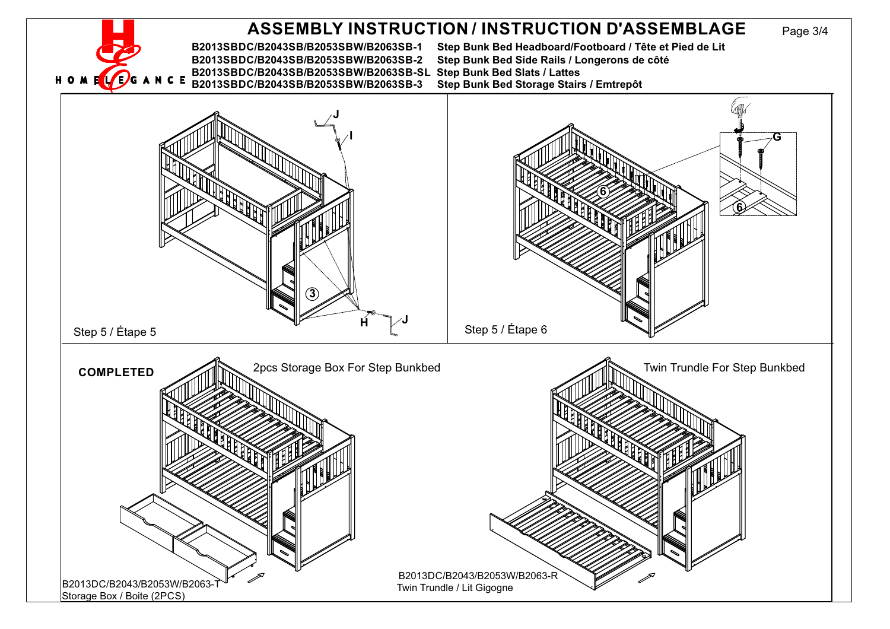# ASSEMBLY INSTRUCTION / INSTRUCTION D'ASSEMBLAGE

HOME ELEGANCE

**B2013SBDC/B2043SB/B2053SBW/B2063SB-1** **Step Bunk Bed Headboard/Footboard / Tête et Pied de Lit**
**B2013SBDC/B2043SB/B2053SBW/B2063SB-2** **Step Bunk Bed Side Rails / Longerons de côté**
**B2013SBDC/B2043SB/B2053SBW/B2063SB-SL** **Step Bunk Bed Slats / Lattes**
**B2013SBDC/B2043SB/B2053SBW/B2063SB-3** **Step Bunk Bed Storage Stairs / Emtrepôt**

J
I
3
H
J

Step 5 / Étape 5

G
6
6

Step 5 / Étape 6

**COMPLETED**

2pcs Storage Box For Step Bunkbed

B2013DC/B2043/B2053W/B2063-T
Storage Box / Boite (2PCS)

Twin Trundle For Step Bunkbed

B2013DC/B2043/B2053W/B2063-R
Twin Trundle / Lit Gigogne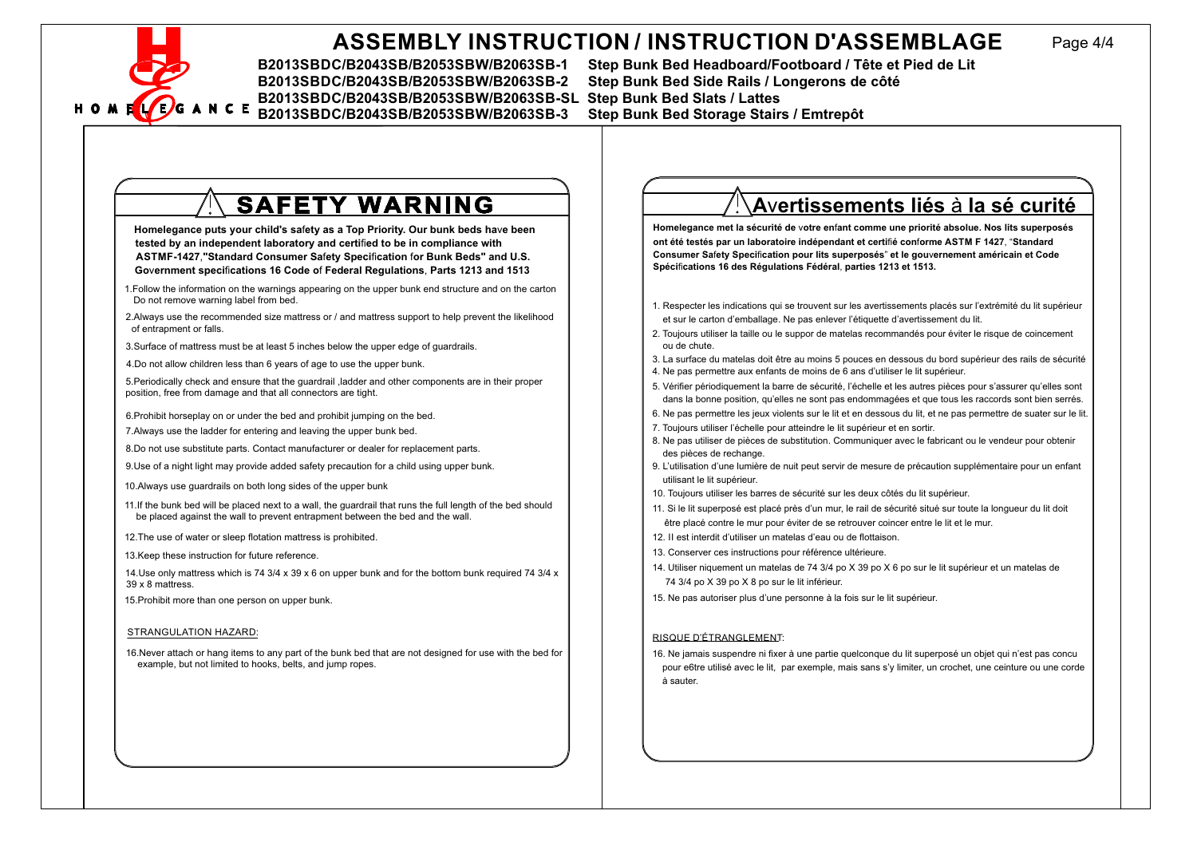# ASSEMBLY INSTRUCTION / INSTRUCTION D'ASSEMBLAGE

**B2013SBDC/B2043SB/B2053SBW/B2063SB-1 Step Bunk Bed Headboard/Footboard / Tête et Pied de Lit**
**B2013SBDC/B2043SB/B2053SBW/B2063SB-2 Step Bunk Bed Side Rails / Longerons de côté**
**B2013SBDC/B2043SB/B2053SBW/B2063SB-SL Step Bunk Bed Slats / Lattes**
**B2013SBDC/B2043SB/B2053SBW/B2063SB-3 Step Bunk Bed Storage Stairs / Emtrepôt**

## ⚠ SAFETY WARNING

**Homelegance puts your child's safety as a Top Priority. Our bunk beds have been tested by an independent laboratory and certified to be in compliance with ASTMF-1427,"Standard Consumer Safety Specification for Bunk Beds" and U.S. Government specifications 16 Code of Federal Regulations, Parts 1213 and 1513**

1. Follow the information on the warnings appearing on the upper bunk end structure and on the carton Do not remove warning label from bed.
2. Always use the recommended size mattress or / and mattress support to help prevent the likelihood of entrapment or falls.
3. Surface of mattress must be at least 5 inches below the upper edge of guardrails.
4. Do not allow children less than 6 years of age to use the upper bunk.
5. Periodically check and ensure that the guardrail ,ladder and other components are in their proper position, free from damage and that all connectors are tight.
6. Prohibit horseplay on or under the bed and prohibit jumping on the bed.
7. Always use the ladder for entering and leaving the upper bunk bed.
8. Do not use substitute parts. Contact manufacturer or dealer for replacement parts.
9. Use of a night light may provide added safety precaution for a child using upper bunk.
10. Always use guardrails on both long sides of the upper bunk
11. If the bunk bed will be placed next to a wall, the guardrail that runs the full length of the bed should be placed against the wall to prevent entrapment between the bed and the wall.
12. The use of water or sleep flotation mattress is prohibited.
13. Keep these instruction for future reference.
14. Use only mattress which is 74 3/4 x 39 x 6 on upper bunk and for the bottom bunk required 74 3/4 x 39 x 8 mattress.
15. Prohibit more than one person on upper bunk.

STRANGULATION HAZARD:

16. Never attach or hang items to any part of the bunk bed that are not designed for use with the bed for example, but not limited to hooks, belts, and jump ropes.

## ⚠ Avertissements liés à la sé curité

**Homelegance met la sécurité de votre enfant comme une priorité absolue. Nos lits superposés ont été testés par un laboratoire indépendant et certifié conforme ASTM F 1427, "Standard Consumer Safety Specification pour lits superposés" et le gouvernement américain et Code Spécifications 16 des Régulations Fédéral, parties 1213 et 1513.**

1. Respecter les indications qui se trouvent sur les avertissements placés sur l'extrémité du lit supérieur et sur le carton d'emballage. Ne pas enlever l'étiquette d'avertissement du lit.
2. Toujours utiliser la taille ou le suppor de matelas recommandés pour éviter le risque de coincement ou de chute.
3. La surface du matelas doit être au moins 5 pouces en dessous du bord supérieur des rails de sécurité
4. Ne pas permettre aux enfants de moins de 6 ans d'utiliser le lit supérieur.
5. Vérifier périodiquement la barre de sécurité, l'échelle et les autres pièces pour s'assurer qu'elles sont dans la bonne position, qu'elles ne sont pas endommagées et que tous les raccords sont bien serrés.
6. Ne pas permettre les jeux violents sur le lit et en dessous du lit, et ne pas permettre de suater sur le lit.
7. Toujours utiliser l'échelle pour atteindre le lit supérieur et en sortir.
8. Ne pas utiliser de pièces de substitution. Communiquer avec le fabricant ou le vendeur pour obtenir des pièces de rechange.
9. L'utilisation d'une lumière de nuit peut servir de mesure de précaution supplémentaire pour un enfant utilisant le lit supérieur.
10. Toujours utiliser les barres de sécurité sur les deux côtés du lit supérieur.
11. Si le lit superposé est placé près d'un mur, le rail de sécurité situé sur toute la longueur du lit doit être placé contre le mur pour éviter de se retrouver coincer entre le lit et le mur.
12. Il est interdit d'utiliser un matelas d'eau ou de flottaison.
13. Conserver ces instructions pour référence ultérieure.
14. Utiliser niquement un matelas de 74 3/4 po X 39 po X 6 po sur le lit supérieur et un matelas de 74 3/4 po X 39 po X 8 po sur le lit inférieur.
15. Ne pas autoriser plus d'une personne à la fois sur le lit supérieur.

RISQUE D'ÉTRANGLEMENT:

16. Ne jamais suspendre ni fixer à une partie quelconque du lit superposé un objet qui n'est pas concu pour e6tre utilisé avec le lit, par exemple, mais sans s'y limiter, un crochet, une ceinture ou une corde à sauter.